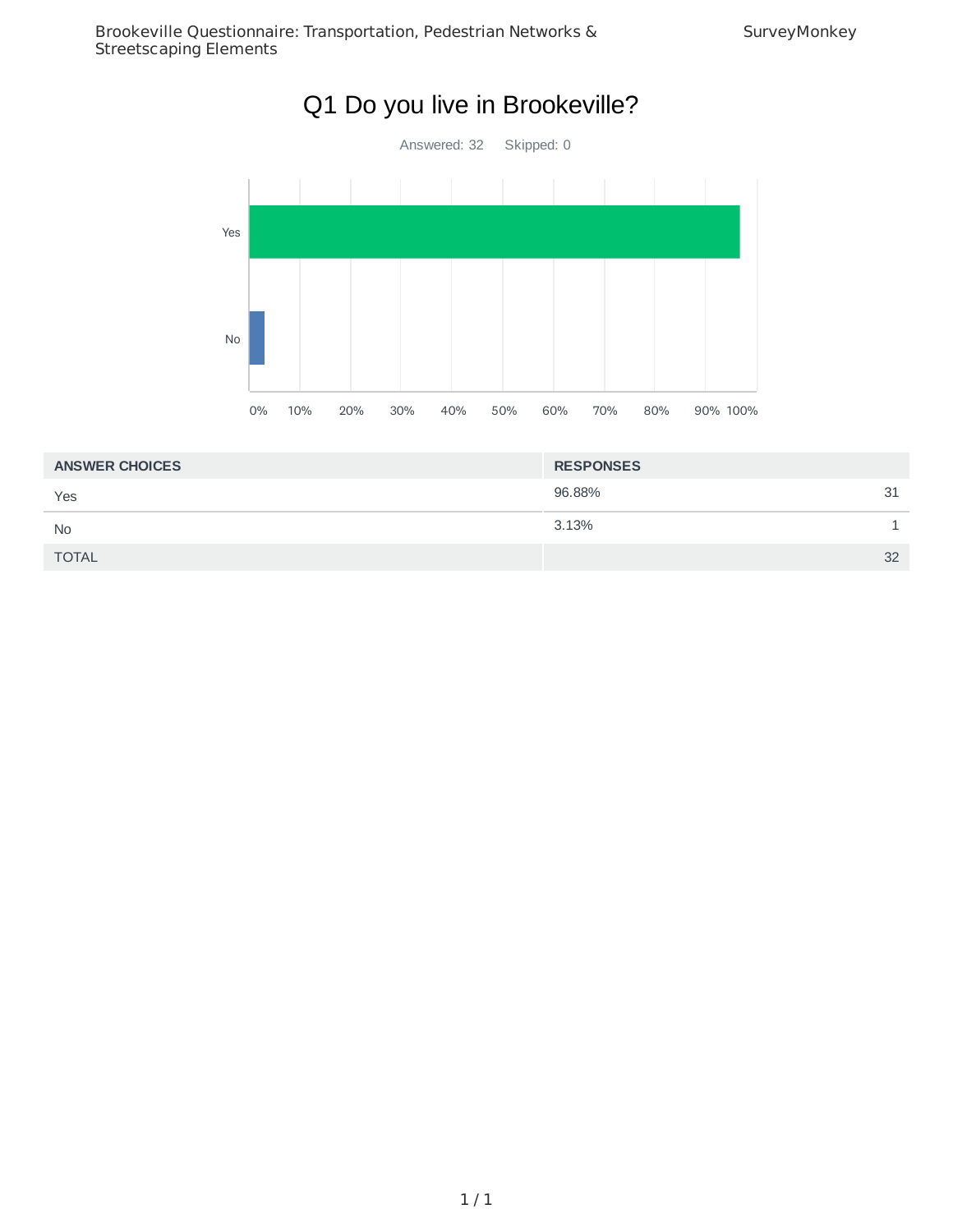# Q1 Do you live in Brookeville?

Answered: 32    Skipped: 0

| ANSWER CHOICES | RESPONSES | |
|---|---|---|
| Yes | 96.88% | 31 |
| No | 3.13% | 1 |
| TOTAL | | 32 |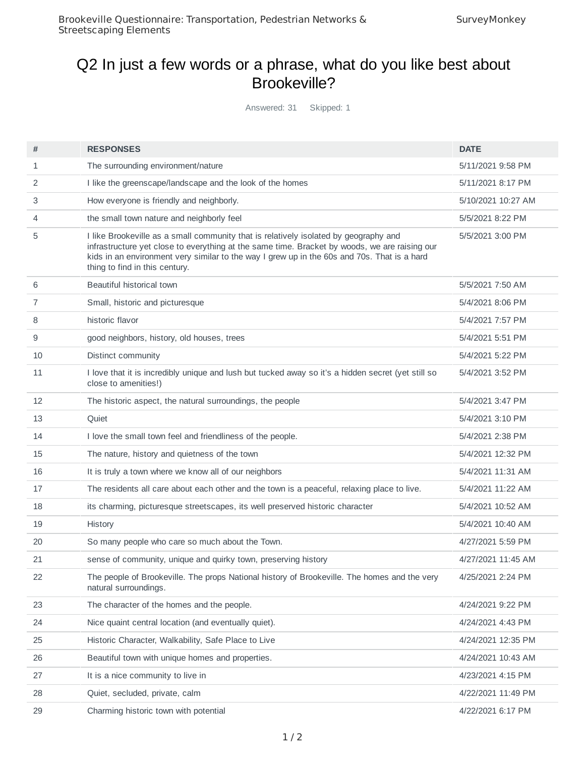## Q2 In just a few words or a phrase, what do you like best about Brookeville?

Answered: 31 Skipped: 1

| # | RESPONSES | DATE |
|---|---|---|
| 1 | The surrounding environment/nature | 5/11/2021 9:58 PM |
| 2 | I like the greenscape/landscape and the look of the homes | 5/11/2021 8:17 PM |
| 3 | How everyone is friendly and neighborly. | 5/10/2021 10:27 AM |
| 4 | the small town nature and neighborly feel | 5/5/2021 8:22 PM |
| 5 | I like Brookeville as a small community that is relatively isolated by geography and infrastructure yet close to everything at the same time. Bracket by woods, we are raising our kids in an environment very similar to the way I grew up in the 60s and 70s. That is a hard thing to find in this century. | 5/5/2021 3:00 PM |
| 6 | Beautiful historical town | 5/5/2021 7:50 AM |
| 7 | Small, historic and picturesque | 5/4/2021 8:06 PM |
| 8 | historic flavor | 5/4/2021 7:57 PM |
| 9 | good neighbors, history, old houses, trees | 5/4/2021 5:51 PM |
| 10 | Distinct community | 5/4/2021 5:22 PM |
| 11 | I love that it is incredibly unique and lush but tucked away so it's a hidden secret (yet still so close to amenities!) | 5/4/2021 3:52 PM |
| 12 | The historic aspect, the natural surroundings, the people | 5/4/2021 3:47 PM |
| 13 | Quiet | 5/4/2021 3:10 PM |
| 14 | I love the small town feel and friendliness of the people. | 5/4/2021 2:38 PM |
| 15 | The nature, history and quietness of the town | 5/4/2021 12:32 PM |
| 16 | It is truly a town where we know all of our neighbors | 5/4/2021 11:31 AM |
| 17 | The residents all care about each other and the town is a peaceful, relaxing place to live. | 5/4/2021 11:22 AM |
| 18 | its charming, picturesque streetscapes, its well preserved historic character | 5/4/2021 10:52 AM |
| 19 | History | 5/4/2021 10:40 AM |
| 20 | So many people who care so much about the Town. | 4/27/2021 5:59 PM |
| 21 | sense of community, unique and quirky town, preserving history | 4/27/2021 11:45 AM |
| 22 | The people of Brookeville. The props National history of Brookeville. The homes and the very natural surroundings. | 4/25/2021 2:24 PM |
| 23 | The character of the homes and the people. | 4/24/2021 9:22 PM |
| 24 | Nice quaint central location (and eventually quiet). | 4/24/2021 4:43 PM |
| 25 | Historic Character, Walkability, Safe Place to Live | 4/24/2021 12:35 PM |
| 26 | Beautiful town with unique homes and properties. | 4/24/2021 10:43 AM |
| 27 | It is a nice community to live in | 4/23/2021 4:15 PM |
| 28 | Quiet, secluded, private, calm | 4/22/2021 11:49 PM |
| 29 | Charming historic town with potential | 4/22/2021 6:17 PM |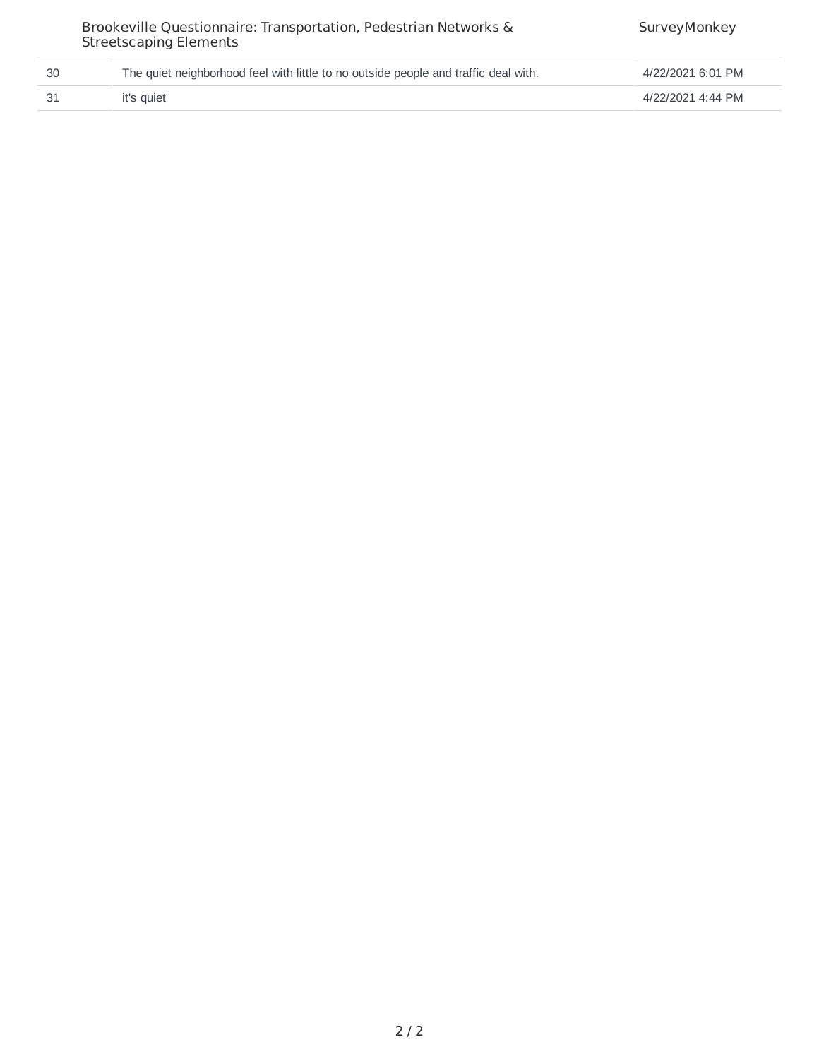| | | |
|---|---|---|
| 30 | The quiet neighborhood feel with little to no outside people and traffic deal with. | 4/22/2021 6:01 PM |
| 31 | it's quiet | 4/22/2021 4:44 PM |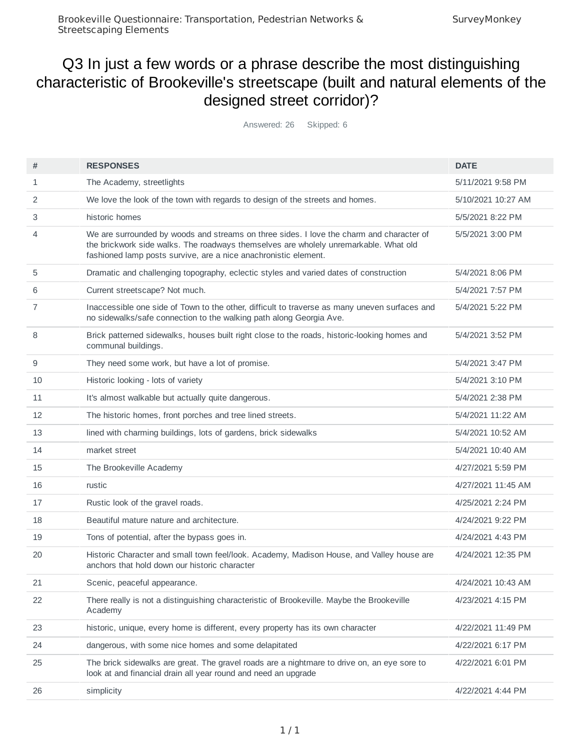# Q3 In just a few words or a phrase describe the most distinguishing characteristic of Brookeville's streetscape (built and natural elements of the designed street corridor)?

Answered: 26 Skipped: 6

| # | RESPONSES | DATE |
|---|---|---|
| 1 | The Academy, streetlights | 5/11/2021 9:58 PM |
| 2 | We love the look of the town with regards to design of the streets and homes. | 5/10/2021 10:27 AM |
| 3 | historic homes | 5/5/2021 8:22 PM |
| 4 | We are surrounded by woods and streams on three sides. I love the charm and character of the brickwork side walks. The roadways themselves are wholely unremarkable. What old fashioned lamp posts survive, are a nice anachronistic element. | 5/5/2021 3:00 PM |
| 5 | Dramatic and challenging topography, eclectic styles and varied dates of construction | 5/4/2021 8:06 PM |
| 6 | Current streetscape? Not much. | 5/4/2021 7:57 PM |
| 7 | Inaccessible one side of Town to the other, difficult to traverse as many uneven surfaces and no sidewalks/safe connection to the walking path along Georgia Ave. | 5/4/2021 5:22 PM |
| 8 | Brick patterned sidewalks, houses built right close to the roads, historic-looking homes and communal buildings. | 5/4/2021 3:52 PM |
| 9 | They need some work, but have a lot of promise. | 5/4/2021 3:47 PM |
| 10 | Historic looking - lots of variety | 5/4/2021 3:10 PM |
| 11 | It's almost walkable but actually quite dangerous. | 5/4/2021 2:38 PM |
| 12 | The historic homes, front porches and tree lined streets. | 5/4/2021 11:22 AM |
| 13 | lined with charming buildings, lots of gardens, brick sidewalks | 5/4/2021 10:52 AM |
| 14 | market street | 5/4/2021 10:40 AM |
| 15 | The Brookeville Academy | 4/27/2021 5:59 PM |
| 16 | rustic | 4/27/2021 11:45 AM |
| 17 | Rustic look of the gravel roads. | 4/25/2021 2:24 PM |
| 18 | Beautiful mature nature and architecture. | 4/24/2021 9:22 PM |
| 19 | Tons of potential, after the bypass goes in. | 4/24/2021 4:43 PM |
| 20 | Historic Character and small town feel/look. Academy, Madison House, and Valley house are anchors that hold down our historic character | 4/24/2021 12:35 PM |
| 21 | Scenic, peaceful appearance. | 4/24/2021 10:43 AM |
| 22 | There really is not a distinguishing characteristic of Brookeville. Maybe the Brookeville Academy | 4/23/2021 4:15 PM |
| 23 | historic, unique, every home is different, every property has its own character | 4/22/2021 11:49 PM |
| 24 | dangerous, with some nice homes and some delapitated | 4/22/2021 6:17 PM |
| 25 | The brick sidewalks are great. The gravel roads are a nightmare to drive on, an eye sore to look at and financial drain all year round and need an upgrade | 4/22/2021 6:01 PM |
| 26 | simplicity | 4/22/2021 4:44 PM |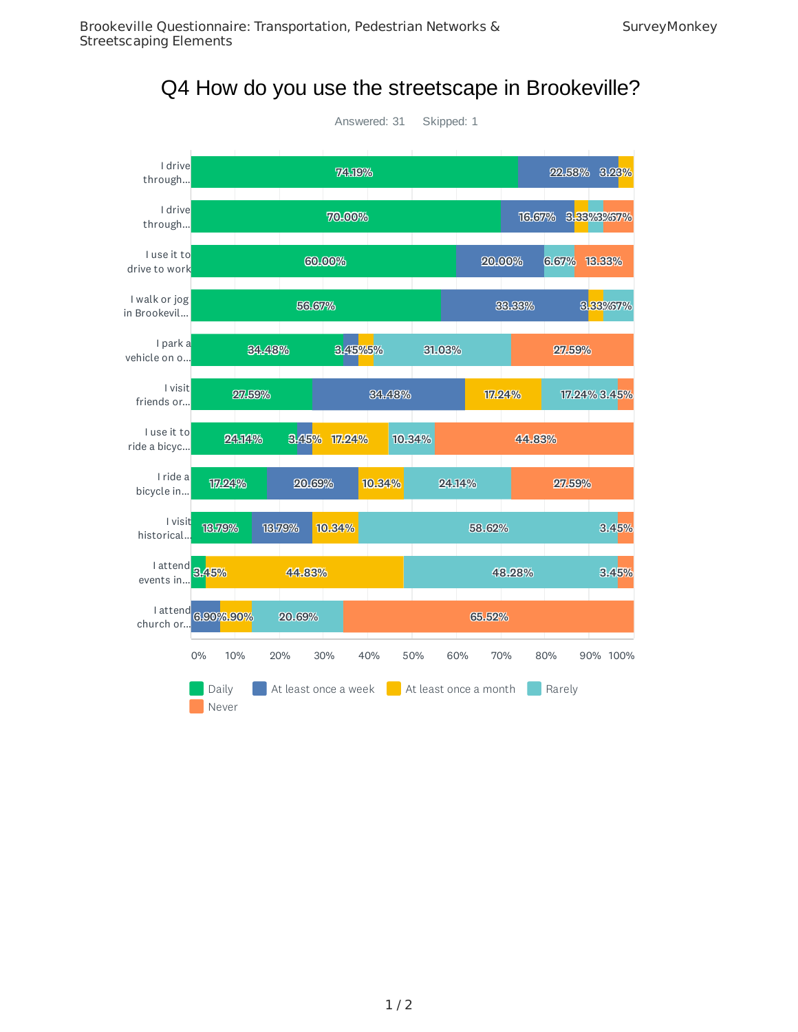# Q4 How do you use the streetscape in Brookeville?

Answered: 31 Skipped: 1

| | Daily | At least once a week | At least once a month | Rarely | Never |
|---|---|---|---|---|---|
| I drive through... | 74.19% | 22.58% | 3.23% | | |
| I drive through... | 70.00% | 16.67% | 3.33% | 3.33% | 6.67% |
| I use it to drive to work | 60.00% | 20.00% | | 6.67% | 13.33% |
| I walk or jog in Brookevil... | 56.67% | 33.33% | 3.33% | 6.67% | |
| I park a vehicle on o... | 34.48% | 3.45% | 3.45% | 31.03% | 27.59% |
| I visit friends or... | 27.59% | 34.48% | 17.24% | 17.24% | 3.45% |
| I use it to ride a bicyc... | 24.14% | 3.45% | 17.24% | 10.34% | 44.83% |
| I ride a bicycle in... | 17.24% | 20.69% | 10.34% | 24.14% | 27.59% |
| I visit historical... | 13.79% | 13.79% | 10.34% | 58.62% | 3.45% |
| I attend events in... | 3.45% | | 44.83% | 48.28% | 3.45% |
| I attend church or... | | 6.90% | 6.90% | 20.69% | 65.52% |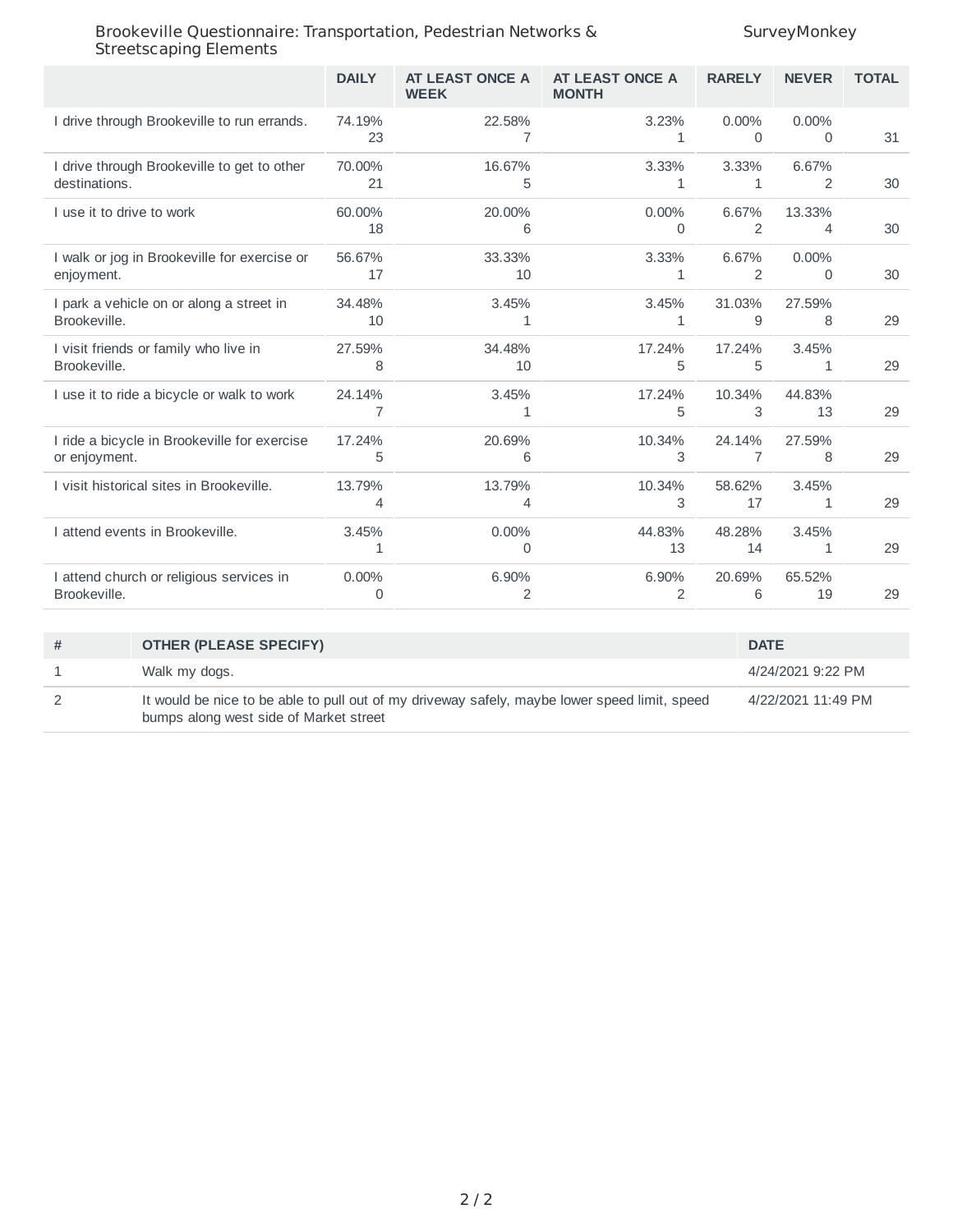| | DAILY | AT LEAST ONCE A WEEK | AT LEAST ONCE A MONTH | RARELY | NEVER | TOTAL |
|---|---|---|---|---|---|---|
| I drive through Brookeville to run errands. | 74.19%<br>23 | 22.58%<br>7 | 3.23%<br>1 | 0.00%<br>0 | 0.00%<br>0 | 31 |
| I drive through Brookeville to get to other destinations. | 70.00%<br>21 | 16.67%<br>5 | 3.33%<br>1 | 3.33%<br>1 | 6.67%<br>2 | 30 |
| I use it to drive to work | 60.00%<br>18 | 20.00%<br>6 | 0.00%<br>0 | 6.67%<br>2 | 13.33%<br>4 | 30 |
| I walk or jog in Brookeville for exercise or enjoyment. | 56.67%<br>17 | 33.33%<br>10 | 3.33%<br>1 | 6.67%<br>2 | 0.00%<br>0 | 30 |
| I park a vehicle on or along a street in Brookeville. | 34.48%<br>10 | 3.45%<br>1 | 3.45%<br>1 | 31.03%<br>9 | 27.59%<br>8 | 29 |
| I visit friends or family who live in Brookeville. | 27.59%<br>8 | 34.48%<br>10 | 17.24%<br>5 | 17.24%<br>5 | 3.45%<br>1 | 29 |
| I use it to ride a bicycle or walk to work | 24.14%<br>7 | 3.45%<br>1 | 17.24%<br>5 | 10.34%<br>3 | 44.83%<br>13 | 29 |
| I ride a bicycle in Brookeville for exercise or enjoyment. | 17.24%<br>5 | 20.69%<br>6 | 10.34%<br>3 | 24.14%<br>7 | 27.59%<br>8 | 29 |
| I visit historical sites in Brookeville. | 13.79%<br>4 | 13.79%<br>4 | 10.34%<br>3 | 58.62%<br>17 | 3.45%<br>1 | 29 |
| I attend events in Brookeville. | 3.45%<br>1 | 0.00%<br>0 | 44.83%<br>13 | 48.28%<br>14 | 3.45%<br>1 | 29 |
| I attend church or religious services in Brookeville. | 0.00%<br>0 | 6.90%<br>2 | 6.90%<br>2 | 20.69%<br>6 | 65.52%<br>19 | 29 |

| # | OTHER (PLEASE SPECIFY) | DATE |
|---|---|---|
| 1 | Walk my dogs. | 4/24/2021 9:22 PM |
| 2 | It would be nice to be able to pull out of my driveway safely, maybe lower speed limit, speed bumps along west side of Market street | 4/22/2021 11:49 PM |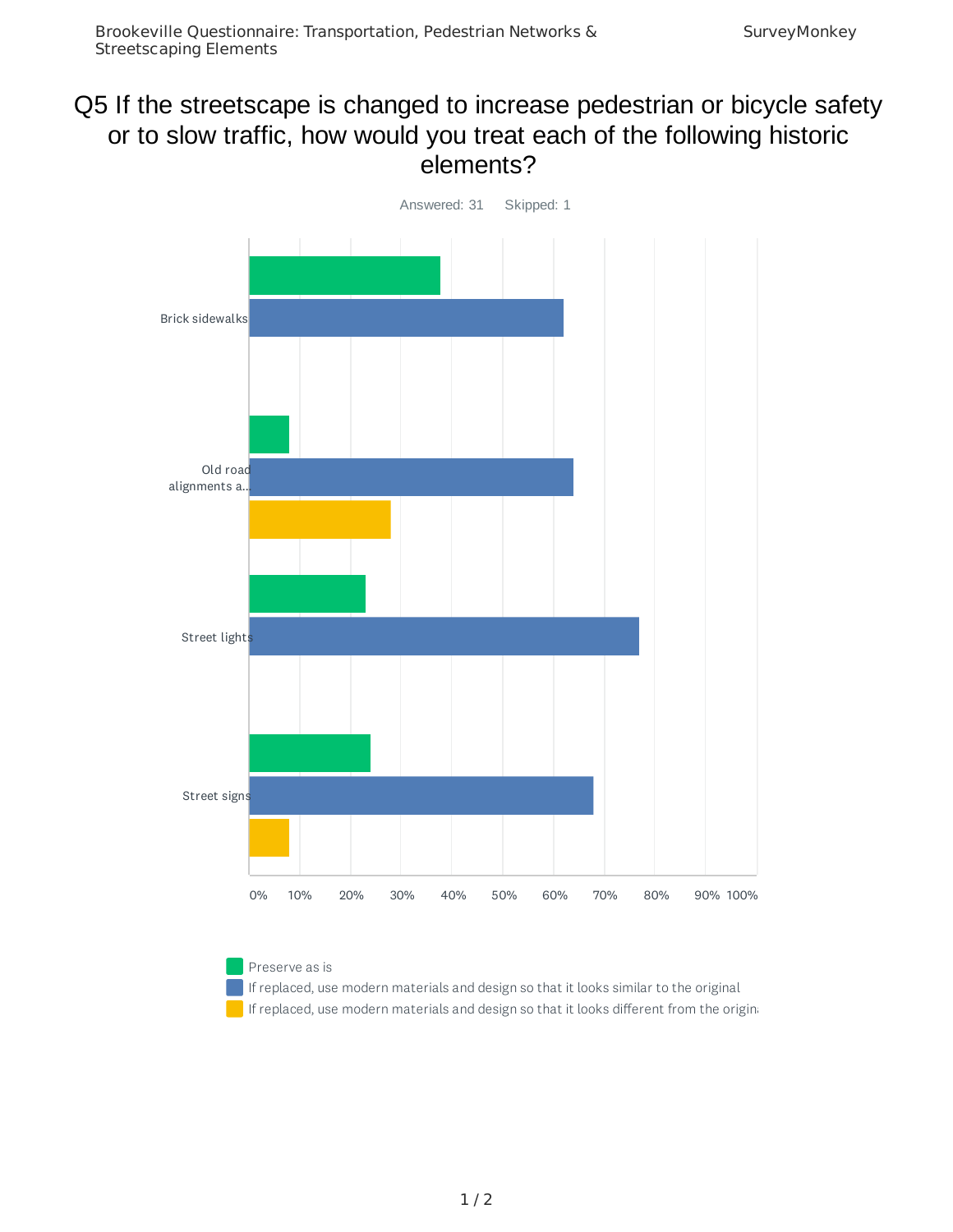# Q5 If the streetscape is changed to increase pedestrian or bicycle safety or to slow traffic, how would you treat each of the following historic elements?

Answered: 31 Skipped: 1

Brick sidewalks

Old road alignments a...

Street lights

Street signs

0% 10% 20% 30% 40% 50% 60% 70% 80% 90% 100%

- Preserve as is
- If replaced, use modern materials and design so that it looks similar to the original
- If replaced, use modern materials and design so that it looks different from the origina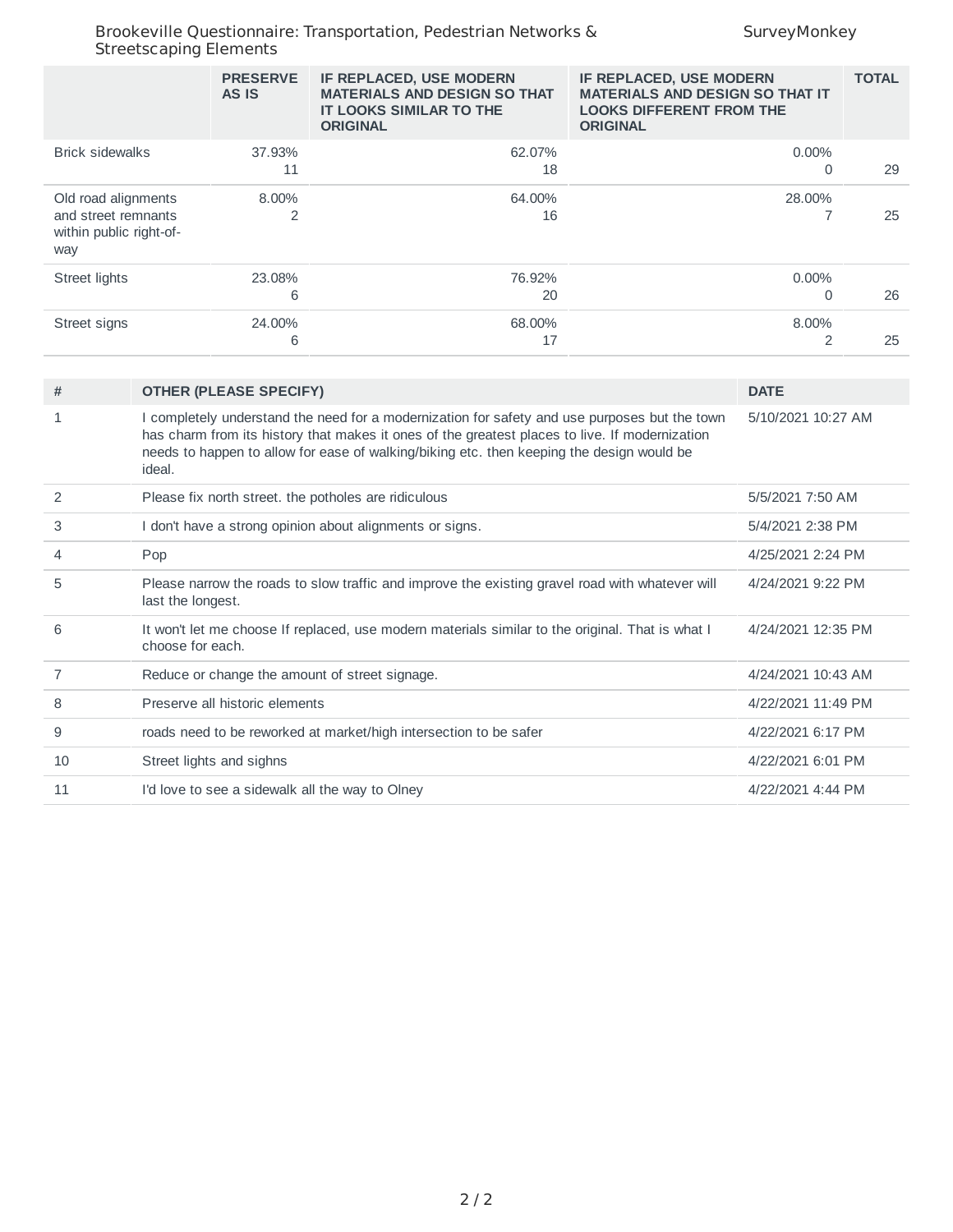| | PRESERVE AS IS | IF REPLACED, USE MODERN MATERIALS AND DESIGN SO THAT IT LOOKS SIMILAR TO THE ORIGINAL | IF REPLACED, USE MODERN MATERIALS AND DESIGN SO THAT IT LOOKS DIFFERENT FROM THE ORIGINAL | TOTAL |
|---|---|---|---|---|
| Brick sidewalks | 37.93%<br>11 | 62.07%<br>18 | 0.00%<br>0 | 29 |
| Old road alignments and street remnants within public right-of-way | 8.00%<br>2 | 64.00%<br>16 | 28.00%<br>7 | 25 |
| Street lights | 23.08%<br>6 | 76.92%<br>20 | 0.00%<br>0 | 26 |
| Street signs | 24.00%<br>6 | 68.00%<br>17 | 8.00%<br>2 | 25 |

| # | OTHER (PLEASE SPECIFY) | DATE |
|---|---|---|
| 1 | I completely understand the need for a modernization for safety and use purposes but the town has charm from its history that makes it ones of the greatest places to live. If modernization needs to happen to allow for ease of walking/biking etc. then keeping the design would be ideal. | 5/10/2021 10:27 AM |
| 2 | Please fix north street. the potholes are ridiculous | 5/5/2021 7:50 AM |
| 3 | I don't have a strong opinion about alignments or signs. | 5/4/2021 2:38 PM |
| 4 | Pop | 4/25/2021 2:24 PM |
| 5 | Please narrow the roads to slow traffic and improve the existing gravel road with whatever will last the longest. | 4/24/2021 9:22 PM |
| 6 | It won't let me choose If replaced, use modern materials similar to the original. That is what I choose for each. | 4/24/2021 12:35 PM |
| 7 | Reduce or change the amount of street signage. | 4/24/2021 10:43 AM |
| 8 | Preserve all historic elements | 4/22/2021 11:49 PM |
| 9 | roads need to be reworked at market/high intersection to be safer | 4/22/2021 6:17 PM |
| 10 | Street lights and sighns | 4/22/2021 6:01 PM |
| 11 | I'd love to see a sidewalk all the way to Olney | 4/22/2021 4:44 PM |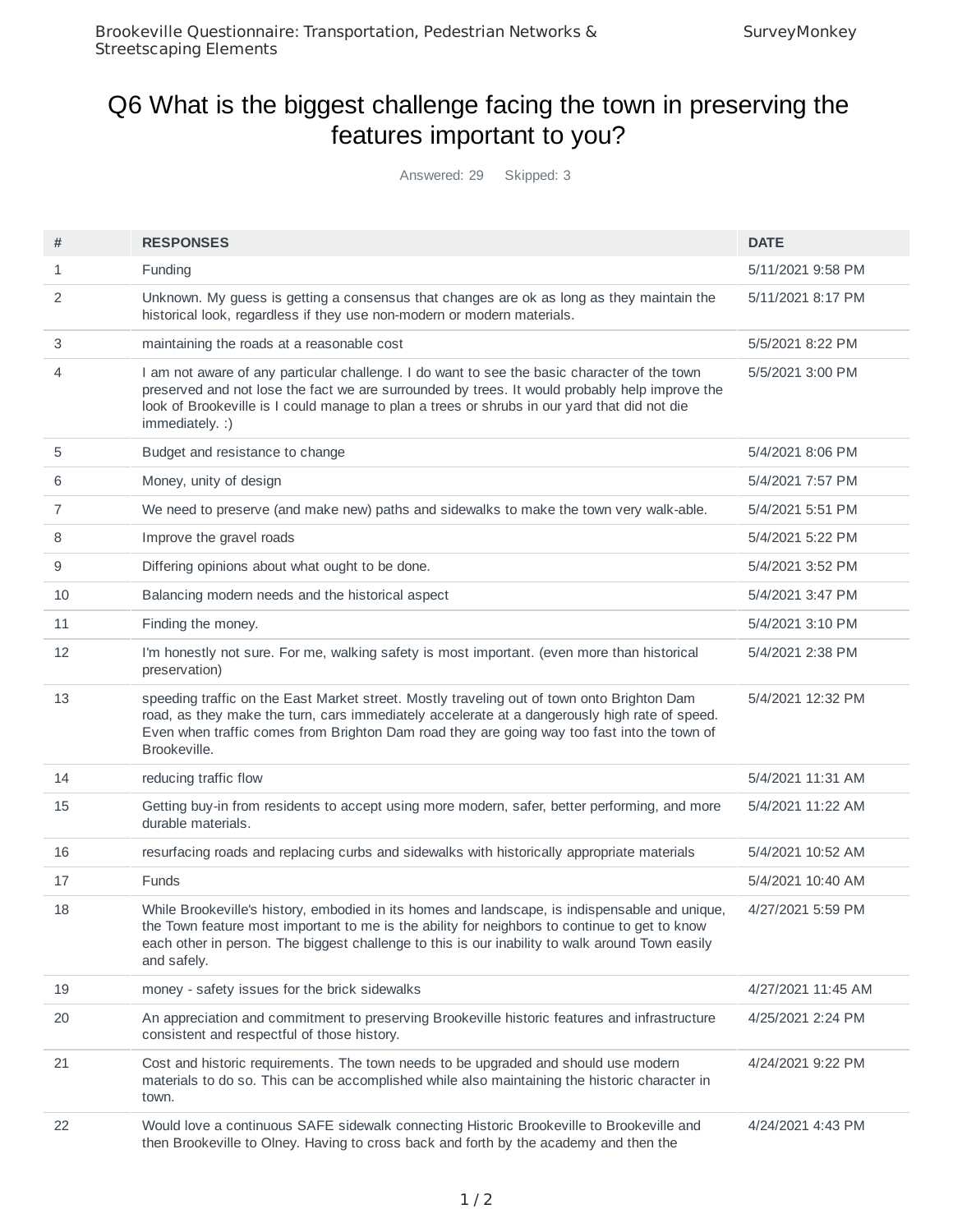# Q6 What is the biggest challenge facing the town in preserving the features important to you?

Answered: 29 Skipped: 3

| # | RESPONSES | DATE |
|---|---|---|
| 1 | Funding | 5/11/2021 9:58 PM |
| 2 | Unknown. My guess is getting a consensus that changes are ok as long as they maintain the historical look, regardless if they use non-modern or modern materials. | 5/11/2021 8:17 PM |
| 3 | maintaining the roads at a reasonable cost | 5/5/2021 8:22 PM |
| 4 | I am not aware of any particular challenge. I do want to see the basic character of the town preserved and not lose the fact we are surrounded by trees. It would probably help improve the look of Brookeville is I could manage to plan a trees or shrubs in our yard that did not die immediately. :) | 5/5/2021 3:00 PM |
| 5 | Budget and resistance to change | 5/4/2021 8:06 PM |
| 6 | Money, unity of design | 5/4/2021 7:57 PM |
| 7 | We need to preserve (and make new) paths and sidewalks to make the town very walk-able. | 5/4/2021 5:51 PM |
| 8 | Improve the gravel roads | 5/4/2021 5:22 PM |
| 9 | Differing opinions about what ought to be done. | 5/4/2021 3:52 PM |
| 10 | Balancing modern needs and the historical aspect | 5/4/2021 3:47 PM |
| 11 | Finding the money. | 5/4/2021 3:10 PM |
| 12 | I'm honestly not sure. For me, walking safety is most important. (even more than historical preservation) | 5/4/2021 2:38 PM |
| 13 | speeding traffic on the East Market street. Mostly traveling out of town onto Brighton Dam road, as they make the turn, cars immediately accelerate at a dangerously high rate of speed. Even when traffic comes from Brighton Dam road they are going way too fast into the town of Brookeville. | 5/4/2021 12:32 PM |
| 14 | reducing traffic flow | 5/4/2021 11:31 AM |
| 15 | Getting buy-in from residents to accept using more modern, safer, better performing, and more durable materials. | 5/4/2021 11:22 AM |
| 16 | resurfacing roads and replacing curbs and sidewalks with historically appropriate materials | 5/4/2021 10:52 AM |
| 17 | Funds | 5/4/2021 10:40 AM |
| 18 | While Brookeville's history, embodied in its homes and landscape, is indispensable and unique, the Town feature most important to me is the ability for neighbors to continue to get to know each other in person. The biggest challenge to this is our inability to walk around Town easily and safely. | 4/27/2021 5:59 PM |
| 19 | money - safety issues for the brick sidewalks | 4/27/2021 11:45 AM |
| 20 | An appreciation and commitment to preserving Brookeville historic features and infrastructure consistent and respectful of those history. | 4/25/2021 2:24 PM |
| 21 | Cost and historic requirements. The town needs to be upgraded and should use modern materials to do so. This can be accomplished while also maintaining the historic character in town. | 4/24/2021 9:22 PM |
| 22 | Would love a continuous SAFE sidewalk connecting Historic Brookeville to Brookeville and then Brookeville to Olney. Having to cross back and forth by the academy and then the | 4/24/2021 4:43 PM |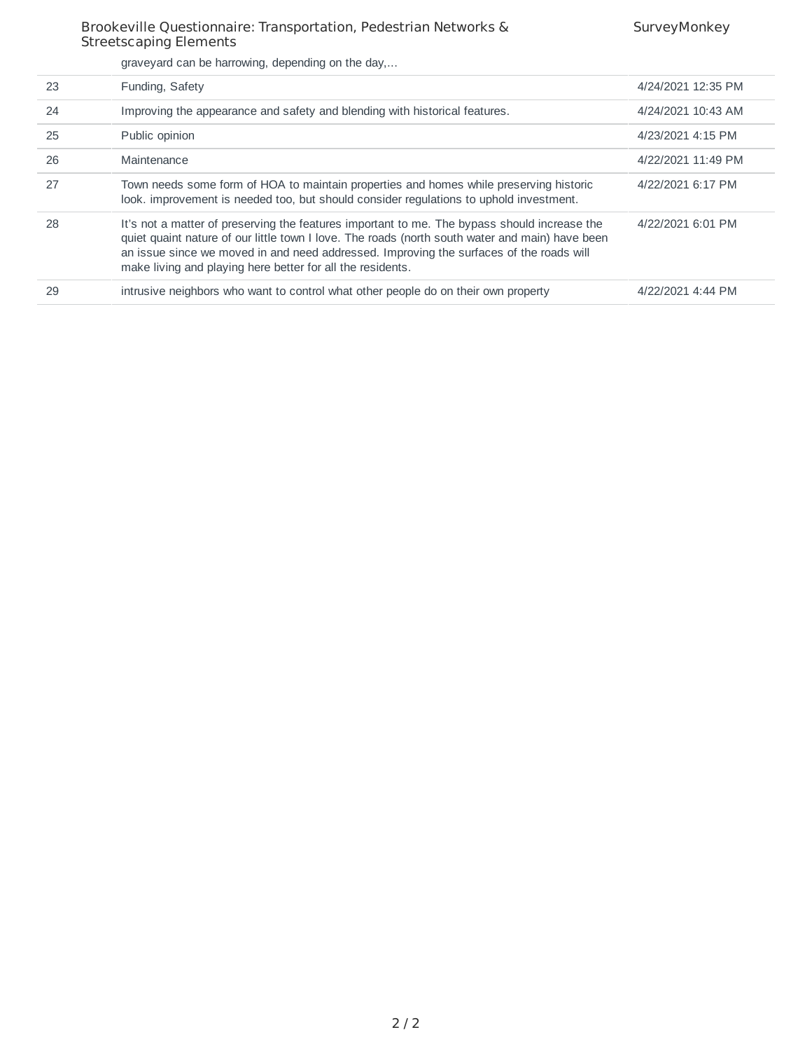| | graveyard can be harrowing, depending on the day,... | |
|---|---|---|
| 23 | Funding, Safety | 4/24/2021 12:35 PM |
| 24 | Improving the appearance and safety and blending with historical features. | 4/24/2021 10:43 AM |
| 25 | Public opinion | 4/23/2021 4:15 PM |
| 26 | Maintenance | 4/22/2021 11:49 PM |
| 27 | Town needs some form of HOA to maintain properties and homes while preserving historic look. improvement is needed too, but should consider regulations to uphold investment. | 4/22/2021 6:17 PM |
| 28 | It's not a matter of preserving the features important to me. The bypass should increase the quiet quaint nature of our little town I love. The roads (north south water and main) have been an issue since we moved in and need addressed. Improving the surfaces of the roads will make living and playing here better for all the residents. | 4/22/2021 6:01 PM |
| 29 | intrusive neighbors who want to control what other people do on their own property | 4/22/2021 4:44 PM |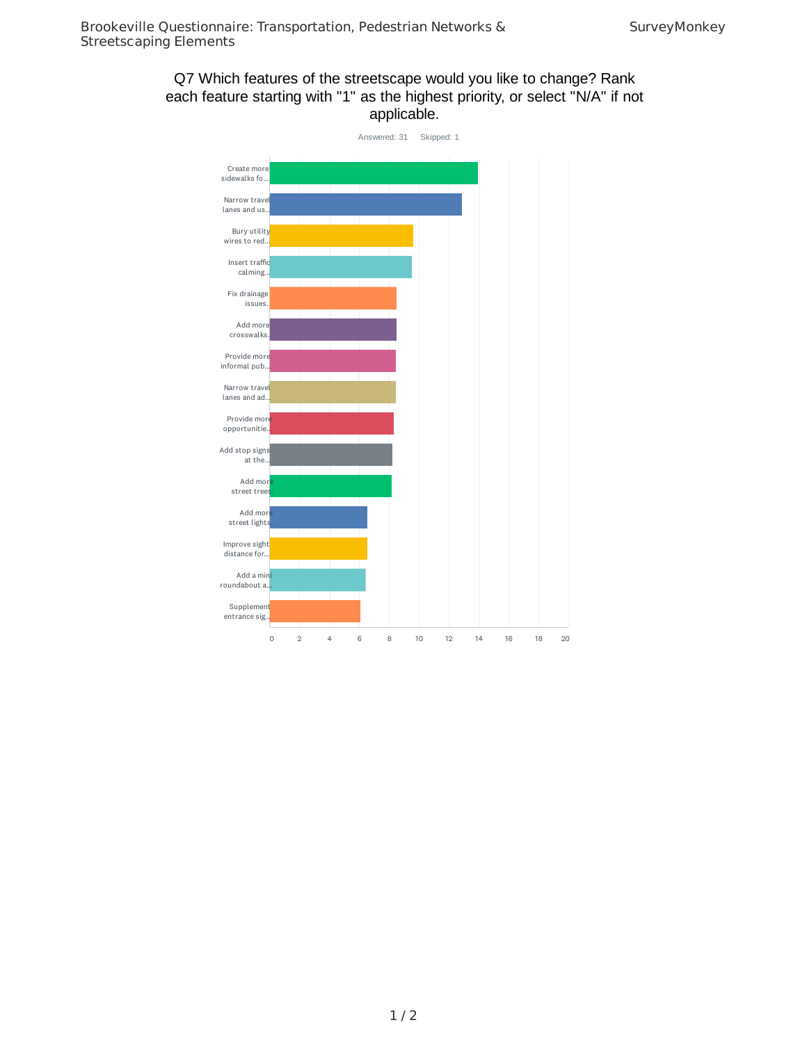## Q7 Which features of the streetscape would you like to change? Rank each feature starting with "1" as the highest priority, or select "N/A" if not applicable.

Answered: 31 Skipped: 1

| Feature | Score |
|---|---|
| Create more sidewalks fo... | ~14 |
| Narrow travel lanes and us... | ~13 |
| Bury utility wires to red... | ~9.7 |
| Insert traffic calming... | ~9.6 |
| Fix drainage issues. | ~8.5 |
| Add more crosswalks. | ~8.5 |
| Provide more informal pub... | ~8.5 |
| Narrow travel lanes and ad... | ~8.5 |
| Provide more opportunitie... | ~8.3 |
| Add stop signs at the... | ~8.2 |
| Add more street trees | ~8.2 |
| Add more street lights | ~6.5 |
| Improve sight distance for... | ~6.5 |
| Add a mini roundabout a... | ~6.4 |
| Supplement entrance sig... | ~6.1 |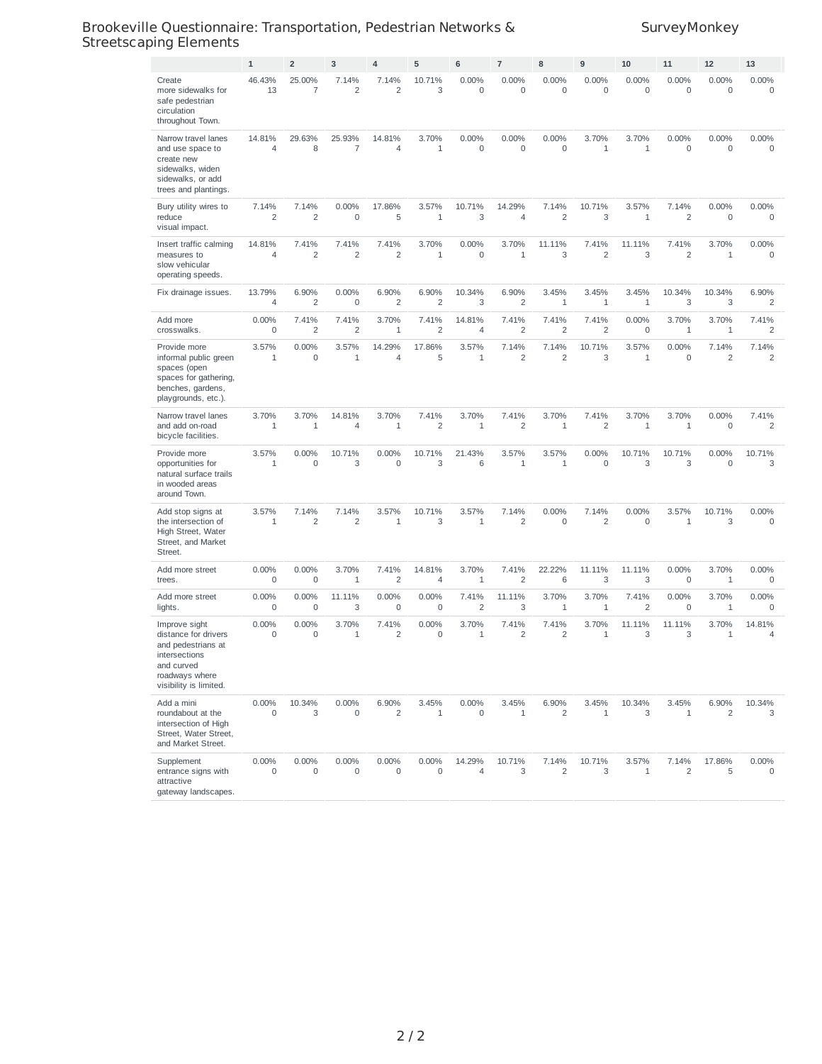| | 1 | 2 | 3 | 4 | 5 | 6 | 7 | 8 | 9 | 10 | 11 | 12 | 13 |
|---|---|---|---|---|---|---|---|---|---|---|---|---|---|
| Create more sidewalks for safe pedestrian circulation throughout Town. | 46.43% 13 | 25.00% 7 | 7.14% 2 | 7.14% 2 | 10.71% 3 | 0.00% 0 | 0.00% 0 | 0.00% 0 | 0.00% 0 | 0.00% 0 | 0.00% 0 | 0.00% 0 | 0.00% 0 |
| Narrow travel lanes and use space to create new sidewalks, widen sidewalks, or add trees and plantings. | 14.81% 4 | 29.63% 8 | 25.93% 7 | 14.81% 4 | 3.70% 1 | 0.00% 0 | 0.00% 0 | 0.00% 0 | 3.70% 1 | 3.70% 1 | 0.00% 0 | 0.00% 0 | 0.00% 0 |
| Bury utility wires to reduce visual impact. | 7.14% 2 | 7.14% 2 | 0.00% 0 | 17.86% 5 | 3.57% 1 | 10.71% 3 | 14.29% 4 | 7.14% 2 | 10.71% 3 | 3.57% 1 | 7.14% 2 | 0.00% 0 | 0.00% 0 |
| Insert traffic calming measures to slow vehicular operating speeds. | 14.81% 4 | 7.41% 2 | 7.41% 2 | 7.41% 2 | 3.70% 1 | 0.00% 0 | 3.70% 1 | 11.11% 3 | 7.41% 2 | 11.11% 3 | 7.41% 2 | 3.70% 1 | 0.00% 0 |
| Fix drainage issues. | 13.79% 4 | 6.90% 2 | 0.00% 0 | 6.90% 2 | 6.90% 2 | 10.34% 3 | 6.90% 2 | 3.45% 1 | 3.45% 1 | 3.45% 1 | 10.34% 3 | 10.34% 3 | 6.90% 2 |
| Add more crosswalks. | 0.00% 0 | 7.41% 2 | 7.41% 2 | 3.70% 1 | 7.41% 2 | 14.81% 4 | 7.41% 2 | 7.41% 2 | 7.41% 2 | 0.00% 0 | 3.70% 1 | 3.70% 1 | 7.41% 2 |
| Provide more informal public green spaces (open spaces for gathering, benches, gardens, playgrounds, etc.). | 3.57% 1 | 0.00% 0 | 3.57% 1 | 14.29% 4 | 17.86% 5 | 3.57% 1 | 7.14% 2 | 7.14% 2 | 10.71% 3 | 3.57% 1 | 0.00% 0 | 7.14% 2 | 7.14% 2 |
| Narrow travel lanes and add on-road bicycle facilities. | 3.70% 1 | 3.70% 1 | 14.81% 4 | 3.70% 1 | 7.41% 2 | 3.70% 1 | 7.41% 2 | 3.70% 1 | 7.41% 2 | 3.70% 1 | 3.70% 1 | 0.00% 0 | 7.41% 2 |
| Provide more opportunities for natural surface trails in wooded areas around Town. | 3.57% 1 | 0.00% 0 | 10.71% 3 | 0.00% 0 | 10.71% 3 | 21.43% 6 | 3.57% 1 | 3.57% 1 | 0.00% 0 | 10.71% 3 | 10.71% 3 | 0.00% 0 | 10.71% 3 |
| Add stop signs at the intersection of High Street, Water Street, and Market Street. | 3.57% 1 | 7.14% 2 | 7.14% 2 | 3.57% 1 | 10.71% 3 | 3.57% 1 | 7.14% 2 | 0.00% 0 | 7.14% 2 | 0.00% 0 | 3.57% 1 | 10.71% 3 | 0.00% 0 |
| Add more street trees. | 0.00% 0 | 0.00% 0 | 3.70% 1 | 7.41% 2 | 14.81% 4 | 3.70% 1 | 7.41% 2 | 22.22% 6 | 11.11% 3 | 11.11% 3 | 0.00% 0 | 3.70% 1 | 0.00% 0 |
| Add more street lights. | 0.00% 0 | 0.00% 0 | 11.11% 3 | 0.00% 0 | 0.00% 0 | 7.41% 2 | 11.11% 3 | 3.70% 1 | 3.70% 1 | 7.41% 2 | 0.00% 0 | 3.70% 1 | 0.00% 0 |
| Improve sight distance for drivers and pedestrians at intersections and curved roadways where visibility is limited. | 0.00% 0 | 0.00% 0 | 3.70% 1 | 7.41% 2 | 0.00% 0 | 3.70% 1 | 7.41% 2 | 7.41% 2 | 3.70% 1 | 11.11% 3 | 11.11% 3 | 3.70% 1 | 14.81% 4 |
| Add a mini roundabout at the intersection of High Street, Water Street, and Market Street. | 0.00% 0 | 10.34% 3 | 0.00% 0 | 6.90% 2 | 3.45% 1 | 0.00% 0 | 3.45% 1 | 6.90% 2 | 3.45% 1 | 10.34% 3 | 3.45% 1 | 6.90% 2 | 10.34% 3 |
| Supplement entrance signs with attractive gateway landscapes. | 0.00% 0 | 0.00% 0 | 0.00% 0 | 0.00% 0 | 0.00% 0 | 14.29% 4 | 10.71% 3 | 7.14% 2 | 10.71% 3 | 3.57% 1 | 7.14% 2 | 17.86% 5 | 0.00% 0 |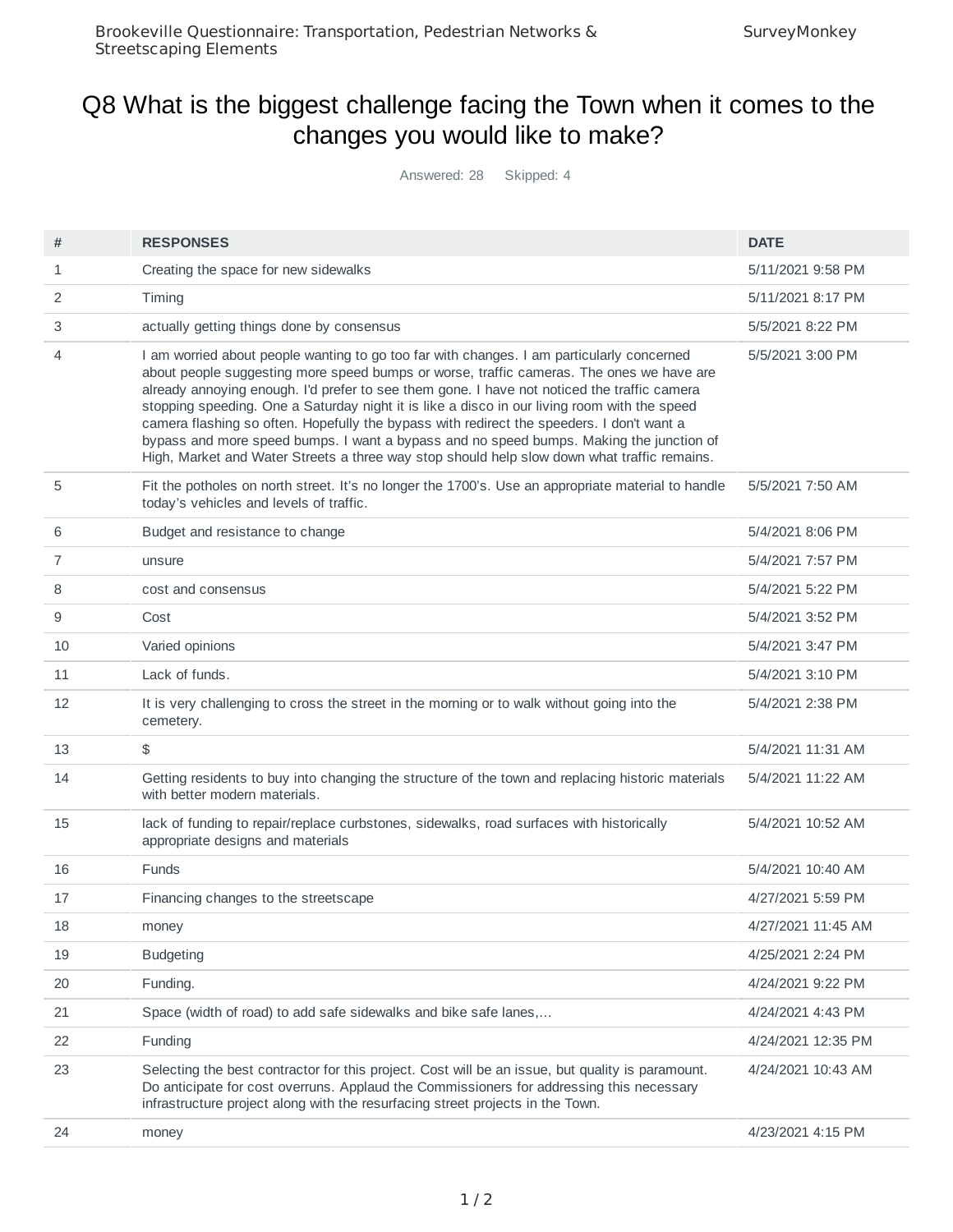# Q8 What is the biggest challenge facing the Town when it comes to the changes you would like to make?

Answered: 28 Skipped: 4

| # | RESPONSES | DATE |
|---|---|---|
| 1 | Creating the space for new sidewalks | 5/11/2021 9:58 PM |
| 2 | Timing | 5/11/2021 8:17 PM |
| 3 | actually getting things done by consensus | 5/5/2021 8:22 PM |
| 4 | I am worried about people wanting to go too far with changes. I am particularly concerned about people suggesting more speed bumps or worse, traffic cameras. The ones we have are already annoying enough. I'd prefer to see them gone. I have not noticed the traffic camera stopping speeding. One a Saturday night it is like a disco in our living room with the speed camera flashing so often. Hopefully the bypass with redirect the speeders. I don't want a bypass and more speed bumps. I want a bypass and no speed bumps. Making the junction of High, Market and Water Streets a three way stop should help slow down what traffic remains. | 5/5/2021 3:00 PM |
| 5 | Fit the potholes on north street. It's no longer the 1700's. Use an appropriate material to handle today's vehicles and levels of traffic. | 5/5/2021 7:50 AM |
| 6 | Budget and resistance to change | 5/4/2021 8:06 PM |
| 7 | unsure | 5/4/2021 7:57 PM |
| 8 | cost and consensus | 5/4/2021 5:22 PM |
| 9 | Cost | 5/4/2021 3:52 PM |
| 10 | Varied opinions | 5/4/2021 3:47 PM |
| 11 | Lack of funds. | 5/4/2021 3:10 PM |
| 12 | It is very challenging to cross the street in the morning or to walk without going into the cemetery. | 5/4/2021 2:38 PM |
| 13 | $ | 5/4/2021 11:31 AM |
| 14 | Getting residents to buy into changing the structure of the town and replacing historic materials with better modern materials. | 5/4/2021 11:22 AM |
| 15 | lack of funding to repair/replace curbstones, sidewalks, road surfaces with historically appropriate designs and materials | 5/4/2021 10:52 AM |
| 16 | Funds | 5/4/2021 10:40 AM |
| 17 | Financing changes to the streetscape | 4/27/2021 5:59 PM |
| 18 | money | 4/27/2021 11:45 AM |
| 19 | Budgeting | 4/25/2021 2:24 PM |
| 20 | Funding. | 4/24/2021 9:22 PM |
| 21 | Space (width of road) to add safe sidewalks and bike safe lanes,... | 4/24/2021 4:43 PM |
| 22 | Funding | 4/24/2021 12:35 PM |
| 23 | Selecting the best contractor for this project. Cost will be an issue, but quality is paramount. Do anticipate for cost overruns. Applaud the Commissioners for addressing this necessary infrastructure project along with the resurfacing street projects in the Town. | 4/24/2021 10:43 AM |
| 24 | money | 4/23/2021 4:15 PM |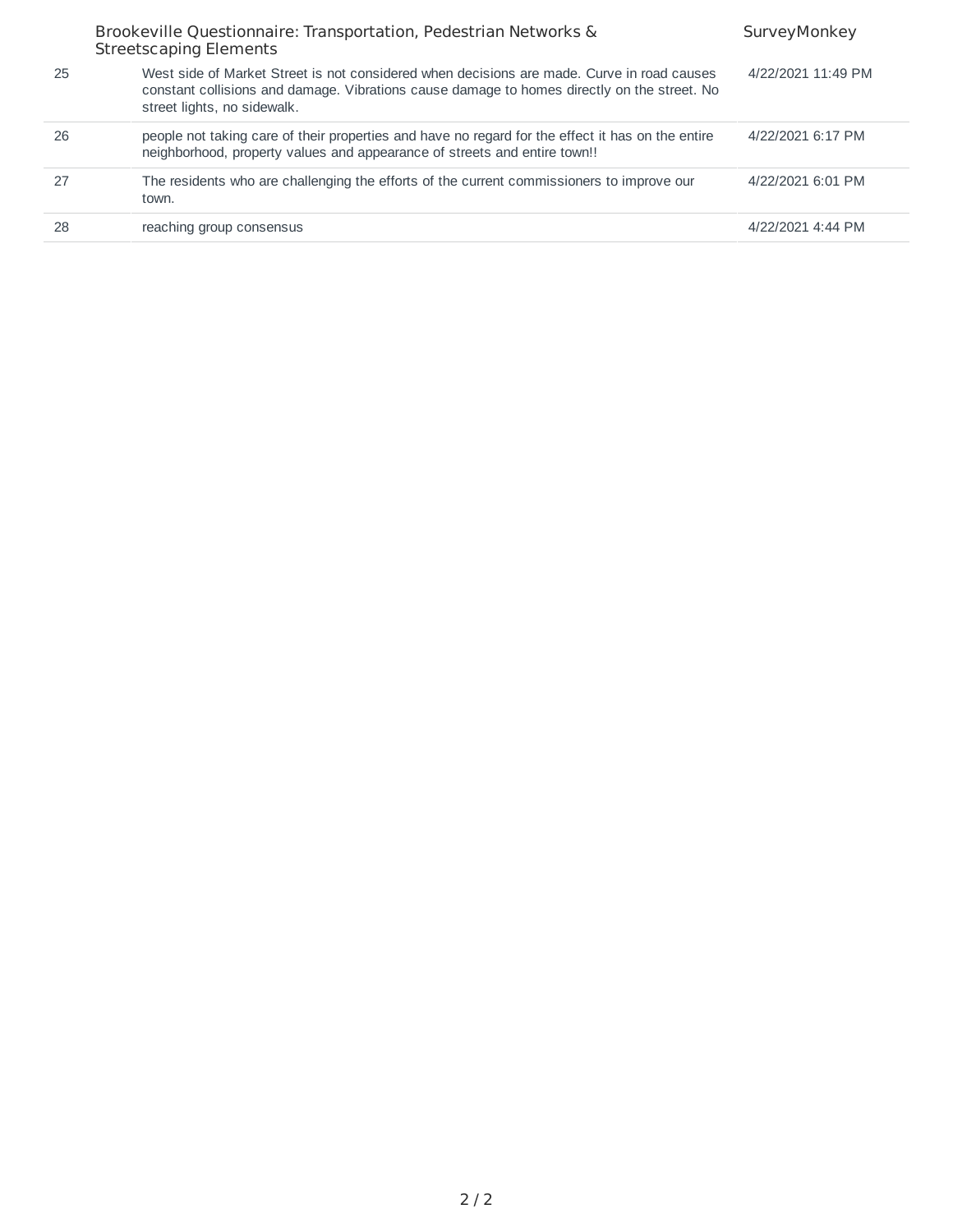| | | |
|---|---|---|
| 25 | West side of Market Street is not considered when decisions are made. Curve in road causes constant collisions and damage. Vibrations cause damage to homes directly on the street. No street lights, no sidewalk. | 4/22/2021 11:49 PM |
| 26 | people not taking care of their properties and have no regard for the effect it has on the entire neighborhood, property values and appearance of streets and entire town!! | 4/22/2021 6:17 PM |
| 27 | The residents who are challenging the efforts of the current commissioners to improve our town. | 4/22/2021 6:01 PM |
| 28 | reaching group consensus | 4/22/2021 4:44 PM |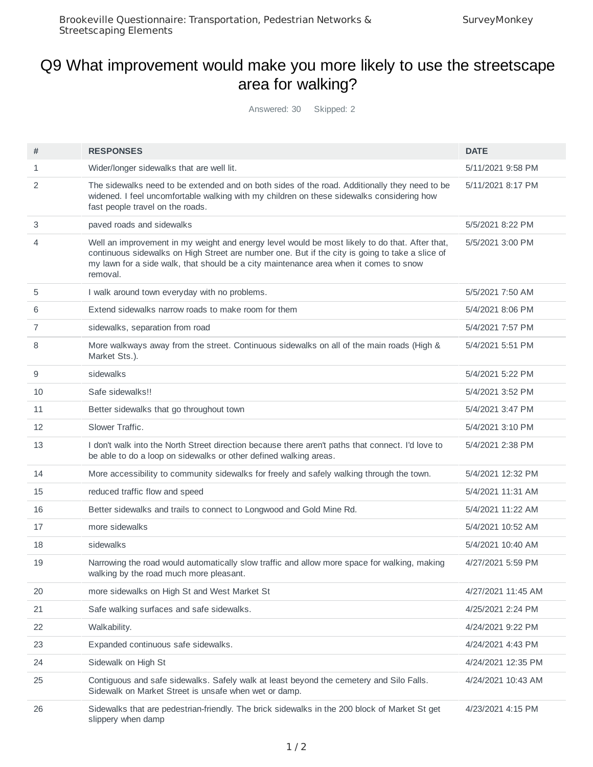# Q9 What improvement would make you more likely to use the streetscape area for walking?

Answered: 30 Skipped: 2

| # | RESPONSES | DATE |
|---|---|---|
| 1 | Wider/longer sidewalks that are well lit. | 5/11/2021 9:58 PM |
| 2 | The sidewalks need to be extended and on both sides of the road. Additionally they need to be widened. I feel uncomfortable walking with my children on these sidewalks considering how fast people travel on the roads. | 5/11/2021 8:17 PM |
| 3 | paved roads and sidewalks | 5/5/2021 8:22 PM |
| 4 | Well an improvement in my weight and energy level would be most likely to do that. After that, continuous sidewalks on High Street are number one. But if the city is going to take a slice of my lawn for a side walk, that should be a city maintenance area when it comes to snow removal. | 5/5/2021 3:00 PM |
| 5 | I walk around town everyday with no problems. | 5/5/2021 7:50 AM |
| 6 | Extend sidewalks narrow roads to make room for them | 5/4/2021 8:06 PM |
| 7 | sidewalks, separation from road | 5/4/2021 7:57 PM |
| 8 | More walkways away from the street. Continuous sidewalks on all of the main roads (High & Market Sts.). | 5/4/2021 5:51 PM |
| 9 | sidewalks | 5/4/2021 5:22 PM |
| 10 | Safe sidewalks!! | 5/4/2021 3:52 PM |
| 11 | Better sidewalks that go throughout town | 5/4/2021 3:47 PM |
| 12 | Slower Traffic. | 5/4/2021 3:10 PM |
| 13 | I don't walk into the North Street direction because there aren't paths that connect. I'd love to be able to do a loop on sidewalks or other defined walking areas. | 5/4/2021 2:38 PM |
| 14 | More accessibility to community sidewalks for freely and safely walking through the town. | 5/4/2021 12:32 PM |
| 15 | reduced traffic flow and speed | 5/4/2021 11:31 AM |
| 16 | Better sidewalks and trails to connect to Longwood and Gold Mine Rd. | 5/4/2021 11:22 AM |
| 17 | more sidewalks | 5/4/2021 10:52 AM |
| 18 | sidewalks | 5/4/2021 10:40 AM |
| 19 | Narrowing the road would automatically slow traffic and allow more space for walking, making walking by the road much more pleasant. | 4/27/2021 5:59 PM |
| 20 | more sidewalks on High St and West Market St | 4/27/2021 11:45 AM |
| 21 | Safe walking surfaces and safe sidewalks. | 4/25/2021 2:24 PM |
| 22 | Walkability. | 4/24/2021 9:22 PM |
| 23 | Expanded continuous safe sidewalks. | 4/24/2021 4:43 PM |
| 24 | Sidewalk on High St | 4/24/2021 12:35 PM |
| 25 | Contiguous and safe sidewalks. Safely walk at least beyond the cemetery and Silo Falls. Sidewalk on Market Street is unsafe when wet or damp. | 4/24/2021 10:43 AM |
| 26 | Sidewalks that are pedestrian-friendly. The brick sidewalks in the 200 block of Market St get slippery when damp | 4/23/2021 4:15 PM |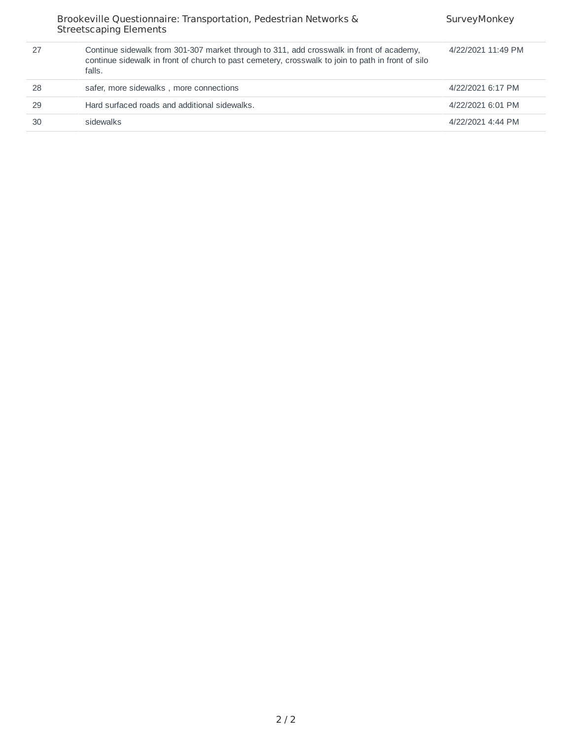| | | |
|---|---|---|
| 27 | Continue sidewalk from 301-307 market through to 311, add crosswalk in front of academy, continue sidewalk in front of church to past cemetery, crosswalk to join to path in front of silo falls. | 4/22/2021 11:49 PM |
| 28 | safer, more sidewalks , more connections | 4/22/2021 6:17 PM |
| 29 | Hard surfaced roads and additional sidewalks. | 4/22/2021 6:01 PM |
| 30 | sidewalks | 4/22/2021 4:44 PM |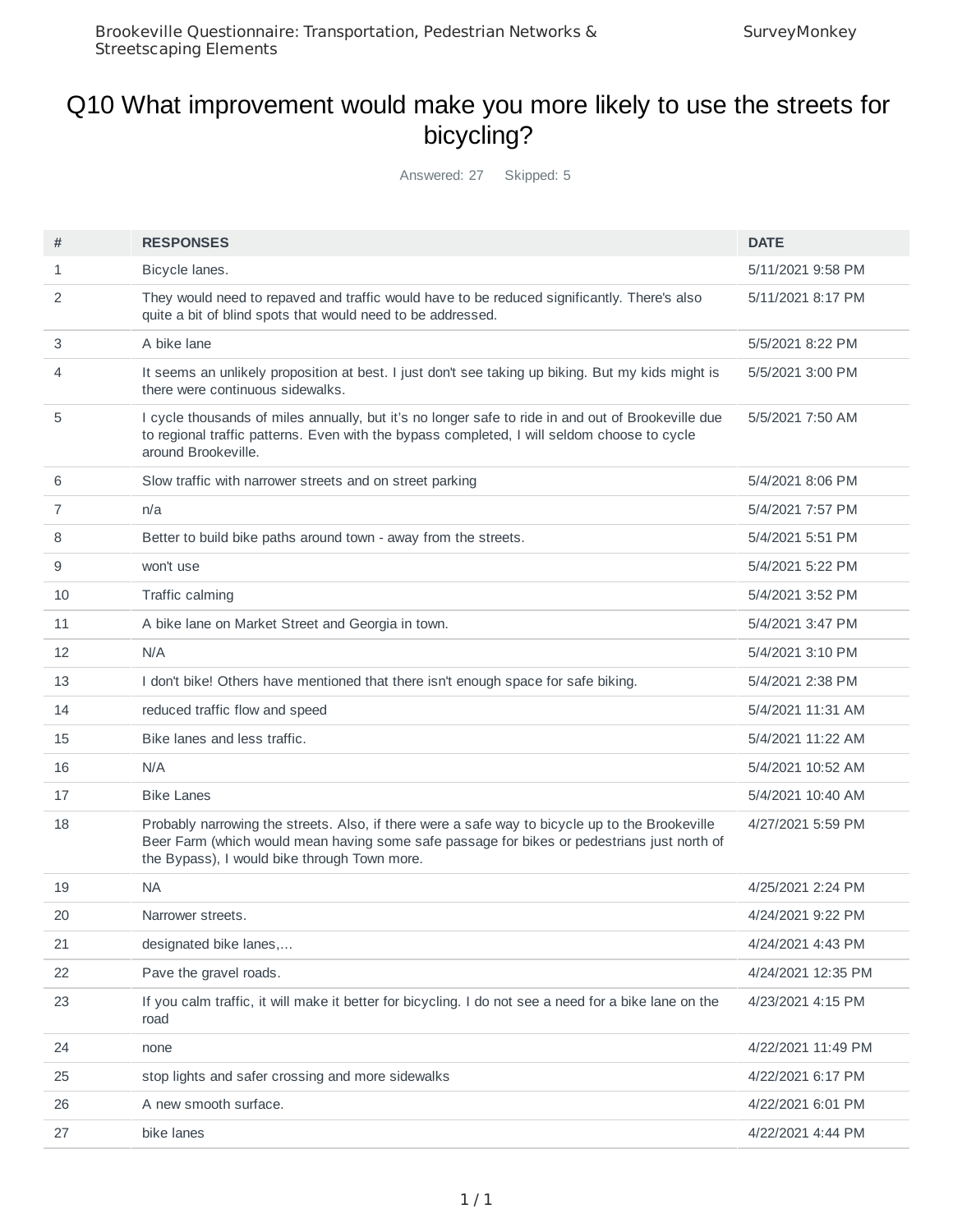# Q10 What improvement would make you more likely to use the streets for bicycling?

Answered: 27 Skipped: 5

| # | RESPONSES | DATE |
|---|---|---|
| 1 | Bicycle lanes. | 5/11/2021 9:58 PM |
| 2 | They would need to repaved and traffic would have to be reduced significantly. There's also quite a bit of blind spots that would need to be addressed. | 5/11/2021 8:17 PM |
| 3 | A bike lane | 5/5/2021 8:22 PM |
| 4 | It seems an unlikely proposition at best. I just don't see taking up biking. But my kids might is there were continuous sidewalks. | 5/5/2021 3:00 PM |
| 5 | I cycle thousands of miles annually, but it's no longer safe to ride in and out of Brookeville due to regional traffic patterns. Even with the bypass completed, I will seldom choose to cycle around Brookeville. | 5/5/2021 7:50 AM |
| 6 | Slow traffic with narrower streets and on street parking | 5/4/2021 8:06 PM |
| 7 | n/a | 5/4/2021 7:57 PM |
| 8 | Better to build bike paths around town - away from the streets. | 5/4/2021 5:51 PM |
| 9 | won't use | 5/4/2021 5:22 PM |
| 10 | Traffic calming | 5/4/2021 3:52 PM |
| 11 | A bike lane on Market Street and Georgia in town. | 5/4/2021 3:47 PM |
| 12 | N/A | 5/4/2021 3:10 PM |
| 13 | I don't bike! Others have mentioned that there isn't enough space for safe biking. | 5/4/2021 2:38 PM |
| 14 | reduced traffic flow and speed | 5/4/2021 11:31 AM |
| 15 | Bike lanes and less traffic. | 5/4/2021 11:22 AM |
| 16 | N/A | 5/4/2021 10:52 AM |
| 17 | Bike Lanes | 5/4/2021 10:40 AM |
| 18 | Probably narrowing the streets. Also, if there were a safe way to bicycle up to the Brookeville Beer Farm (which would mean having some safe passage for bikes or pedestrians just north of the Bypass), I would bike through Town more. | 4/27/2021 5:59 PM |
| 19 | NA | 4/25/2021 2:24 PM |
| 20 | Narrower streets. | 4/24/2021 9:22 PM |
| 21 | designated bike lanes,... | 4/24/2021 4:43 PM |
| 22 | Pave the gravel roads. | 4/24/2021 12:35 PM |
| 23 | If you calm traffic, it will make it better for bicycling. I do not see a need for a bike lane on the road | 4/23/2021 4:15 PM |
| 24 | none | 4/22/2021 11:49 PM |
| 25 | stop lights and safer crossing and more sidewalks | 4/22/2021 6:17 PM |
| 26 | A new smooth surface. | 4/22/2021 6:01 PM |
| 27 | bike lanes | 4/22/2021 4:44 PM |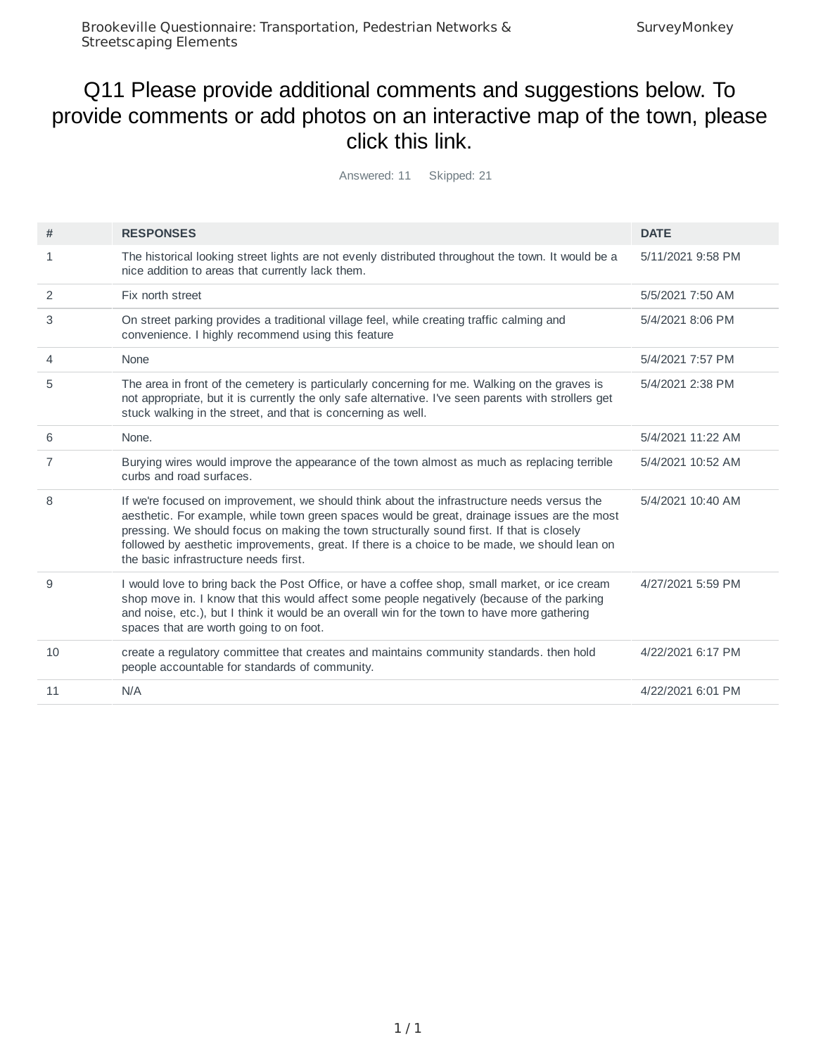# Q11 Please provide additional comments and suggestions below. To provide comments or add photos on an interactive map of the town, please click this link.

Answered: 11 Skipped: 21

| # | RESPONSES | DATE |
|---|---|---|
| 1 | The historical looking street lights are not evenly distributed throughout the town. It would be a nice addition to areas that currently lack them. | 5/11/2021 9:58 PM |
| 2 | Fix north street | 5/5/2021 7:50 AM |
| 3 | On street parking provides a traditional village feel, while creating traffic calming and convenience. I highly recommend using this feature | 5/4/2021 8:06 PM |
| 4 | None | 5/4/2021 7:57 PM |
| 5 | The area in front of the cemetery is particularly concerning for me. Walking on the graves is not appropriate, but it is currently the only safe alternative. I've seen parents with strollers get stuck walking in the street, and that is concerning as well. | 5/4/2021 2:38 PM |
| 6 | None. | 5/4/2021 11:22 AM |
| 7 | Burying wires would improve the appearance of the town almost as much as replacing terrible curbs and road surfaces. | 5/4/2021 10:52 AM |
| 8 | If we're focused on improvement, we should think about the infrastructure needs versus the aesthetic. For example, while town green spaces would be great, drainage issues are the most pressing. We should focus on making the town structurally sound first. If that is closely followed by aesthetic improvements, great. If there is a choice to be made, we should lean on the basic infrastructure needs first. | 5/4/2021 10:40 AM |
| 9 | I would love to bring back the Post Office, or have a coffee shop, small market, or ice cream shop move in. I know that this would affect some people negatively (because of the parking and noise, etc.), but I think it would be an overall win for the town to have more gathering spaces that are worth going to on foot. | 4/27/2021 5:59 PM |
| 10 | create a regulatory committee that creates and maintains community standards. then hold people accountable for standards of community. | 4/22/2021 6:17 PM |
| 11 | N/A | 4/22/2021 6:01 PM |